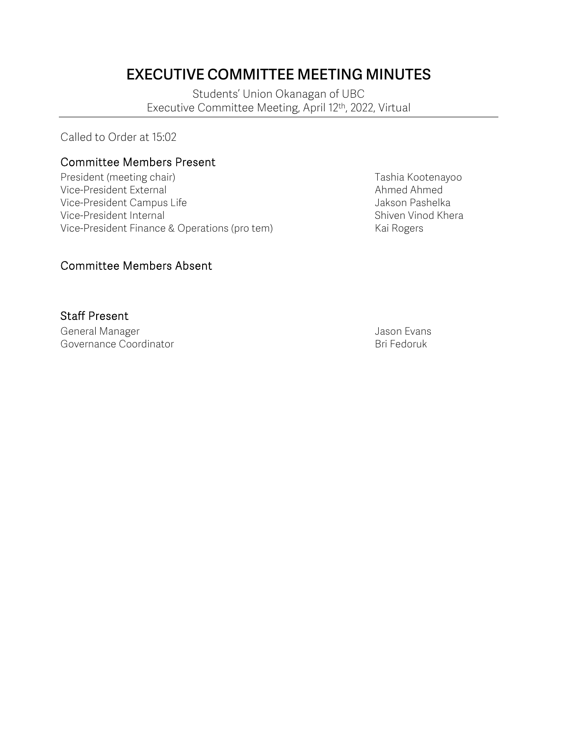# EXECUTIVE COMMITTEE MEETING MINUTES

Students' Union Okanagan of UBC
Executive Committee Meeting, April 12th, 2022, Virtual

Called to Order at 15:02

## Committee Members Present

| | |
|---|---|
| President (meeting chair) | Tashia Kootenayoo |
| Vice-President External | Ahmed Ahmed |
| Vice-President Campus Life | Jakson Pashelka |
| Vice-President Internal | Shiven Vinod Khera |
| Vice-President Finance & Operations (pro tem) | Kai Rogers |

## Committee Members Absent

## Staff Present

| | |
|---|---|
| General Manager | Jason Evans |
| Governance Coordinator | Bri Fedoruk |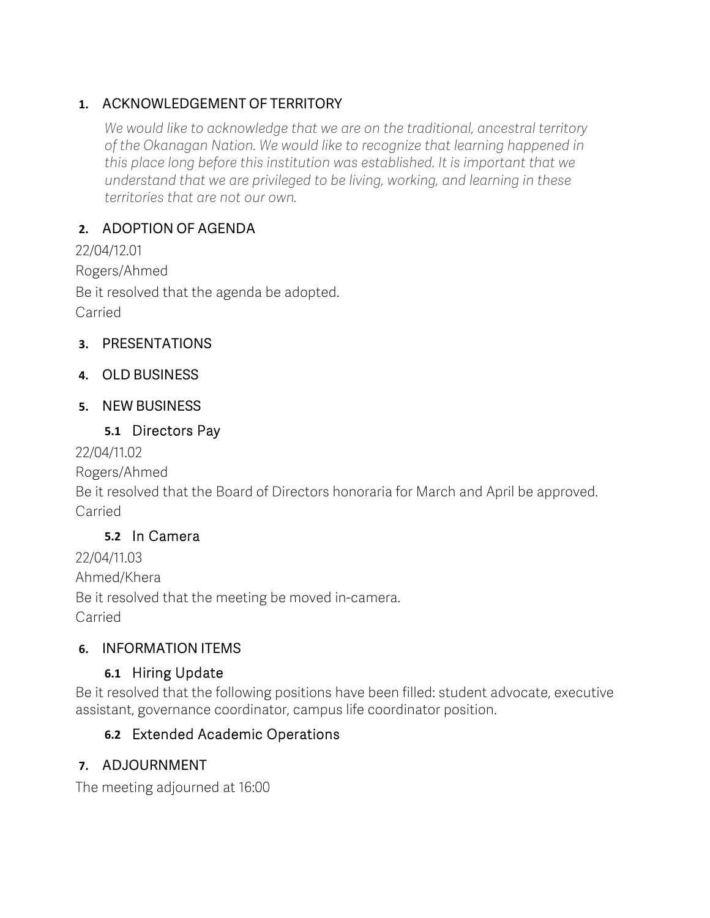## 1. ACKNOWLEDGEMENT OF TERRITORY

*We would like to acknowledge that we are on the traditional, ancestral territory of the Okanagan Nation. We would like to recognize that learning happened in this place long before this institution was established. It is important that we understand that we are privileged to be living, working, and learning in these territories that are not our own.*

## 2. ADOPTION OF AGENDA

22/04/12.01

Rogers/Ahmed

Be it resolved that the agenda be adopted.

Carried

## 3. PRESENTATIONS

## 4. OLD BUSINESS

## 5. NEW BUSINESS

### 5.1 Directors Pay

22/04/11.02

Rogers/Ahmed

Be it resolved that the Board of Directors honoraria for March and April be approved.

Carried

### 5.2 In Camera

22/04/11.03

Ahmed/Khera

Be it resolved that the meeting be moved in-camera.

Carried

## 6. INFORMATION ITEMS

### 6.1 Hiring Update

Be it resolved that the following positions have been filled: student advocate, executive assistant, governance coordinator, campus life coordinator position.

### 6.2 Extended Academic Operations

## 7. ADJOURNMENT

The meeting adjourned at 16:00